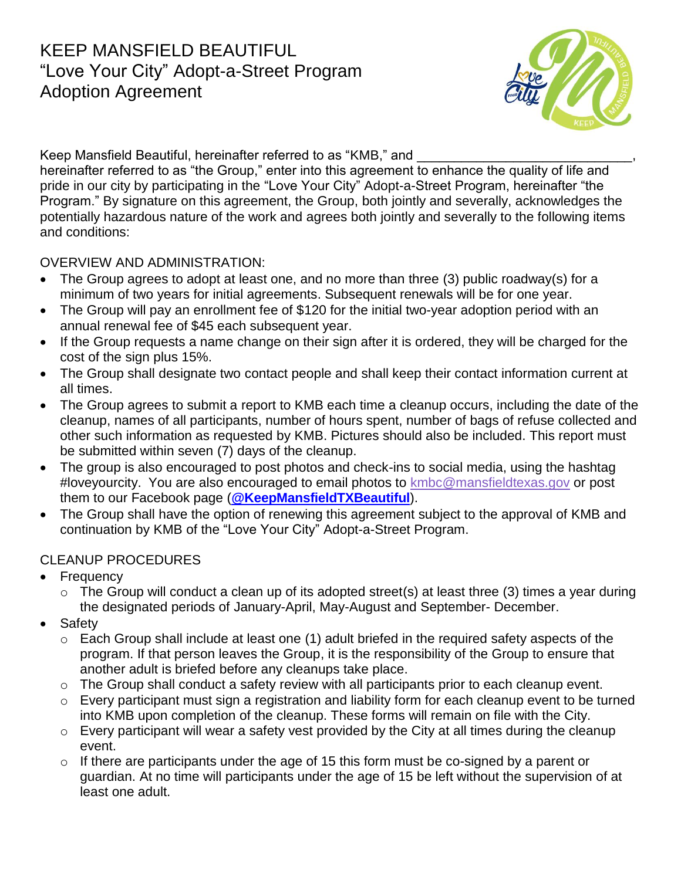# KEEP MANSFIELD BEAUTIFUL
# "Love Your City" Adopt-a-Street Program
# Adoption Agreement

Keep Mansfield Beautiful, hereinafter referred to as "KMB," and _____________________________, hereinafter referred to as "the Group," enter into this agreement to enhance the quality of life and pride in our city by participating in the "Love Your City" Adopt-a-Street Program, hereinafter "the Program." By signature on this agreement, the Group, both jointly and severally, acknowledges the potentially hazardous nature of the work and agrees both jointly and severally to the following items and conditions:

OVERVIEW AND ADMINISTRATION:

- The Group agrees to adopt at least one, and no more than three (3) public roadway(s) for a minimum of two years for initial agreements. Subsequent renewals will be for one year.
- The Group will pay an enrollment fee of $120 for the initial two-year adoption period with an annual renewal fee of $45 each subsequent year.
- If the Group requests a name change on their sign after it is ordered, they will be charged for the cost of the sign plus 15%.
- The Group shall designate two contact people and shall keep their contact information current at all times.
- The Group agrees to submit a report to KMB each time a cleanup occurs, including the date of the cleanup, names of all participants, number of hours spent, number of bags of refuse collected and other such information as requested by KMB. Pictures should also be included. This report must be submitted within seven (7) days of the cleanup.
- The group is also encouraged to post photos and check-ins to social media, using the hashtag #loveyourcity. You are also encouraged to email photos to kmbc@mansfieldtexas.gov or post them to our Facebook page (**@KeepMansfieldTXBeautiful**).
- The Group shall have the option of renewing this agreement subject to the approval of KMB and continuation by KMB of the "Love Your City" Adopt-a-Street Program.

CLEANUP PROCEDURES

- Frequency
  - The Group will conduct a clean up of its adopted street(s) at least three (3) times a year during the designated periods of January-April, May-August and September- December.
- Safety
  - Each Group shall include at least one (1) adult briefed in the required safety aspects of the program. If that person leaves the Group, it is the responsibility of the Group to ensure that another adult is briefed before any cleanups take place.
  - The Group shall conduct a safety review with all participants prior to each cleanup event.
  - Every participant must sign a registration and liability form for each cleanup event to be turned into KMB upon completion of the cleanup. These forms will remain on file with the City.
  - Every participant will wear a safety vest provided by the City at all times during the cleanup event.
  - If there are participants under the age of 15 this form must be co-signed by a parent or guardian. At no time will participants under the age of 15 be left without the supervision of at least one adult.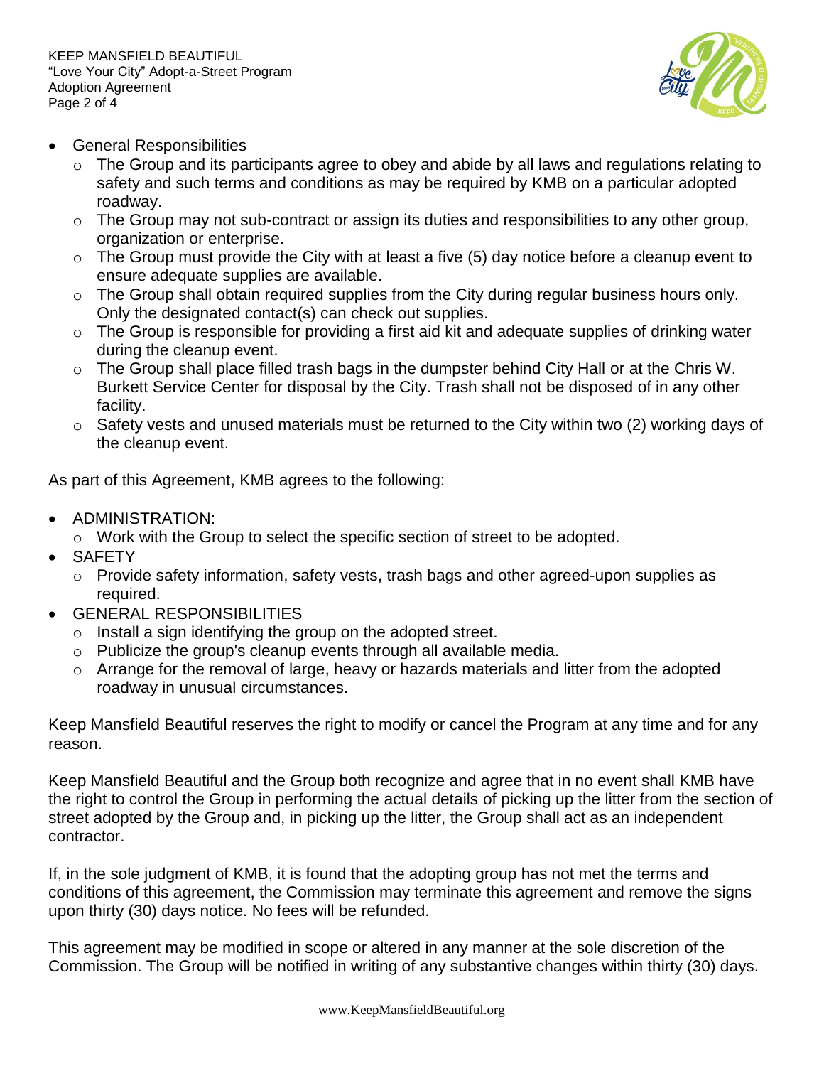- General Responsibilities
  - The Group and its participants agree to obey and abide by all laws and regulations relating to safety and such terms and conditions as may be required by KMB on a particular adopted roadway.
  - The Group may not sub-contract or assign its duties and responsibilities to any other group, organization or enterprise.
  - The Group must provide the City with at least a five (5) day notice before a cleanup event to ensure adequate supplies are available.
  - The Group shall obtain required supplies from the City during regular business hours only. Only the designated contact(s) can check out supplies.
  - The Group is responsible for providing a first aid kit and adequate supplies of drinking water during the cleanup event.
  - The Group shall place filled trash bags in the dumpster behind City Hall or at the Chris W. Burkett Service Center for disposal by the City. Trash shall not be disposed of in any other facility.
  - Safety vests and unused materials must be returned to the City within two (2) working days of the cleanup event.

As part of this Agreement, KMB agrees to the following:

- ADMINISTRATION:
  - Work with the Group to select the specific section of street to be adopted.
- SAFETY
  - Provide safety information, safety vests, trash bags and other agreed-upon supplies as required.
- GENERAL RESPONSIBILITIES
  - Install a sign identifying the group on the adopted street.
  - Publicize the group's cleanup events through all available media.
  - Arrange for the removal of large, heavy or hazards materials and litter from the adopted roadway in unusual circumstances.

Keep Mansfield Beautiful reserves the right to modify or cancel the Program at any time and for any reason.

Keep Mansfield Beautiful and the Group both recognize and agree that in no event shall KMB have the right to control the Group in performing the actual details of picking up the litter from the section of street adopted by the Group and, in picking up the litter, the Group shall act as an independent contractor.

If, in the sole judgment of KMB, it is found that the adopting group has not met the terms and conditions of this agreement, the Commission may terminate this agreement and remove the signs upon thirty (30) days notice. No fees will be refunded.

This agreement may be modified in scope or altered in any manner at the sole discretion of the Commission. The Group will be notified in writing of any substantive changes within thirty (30) days.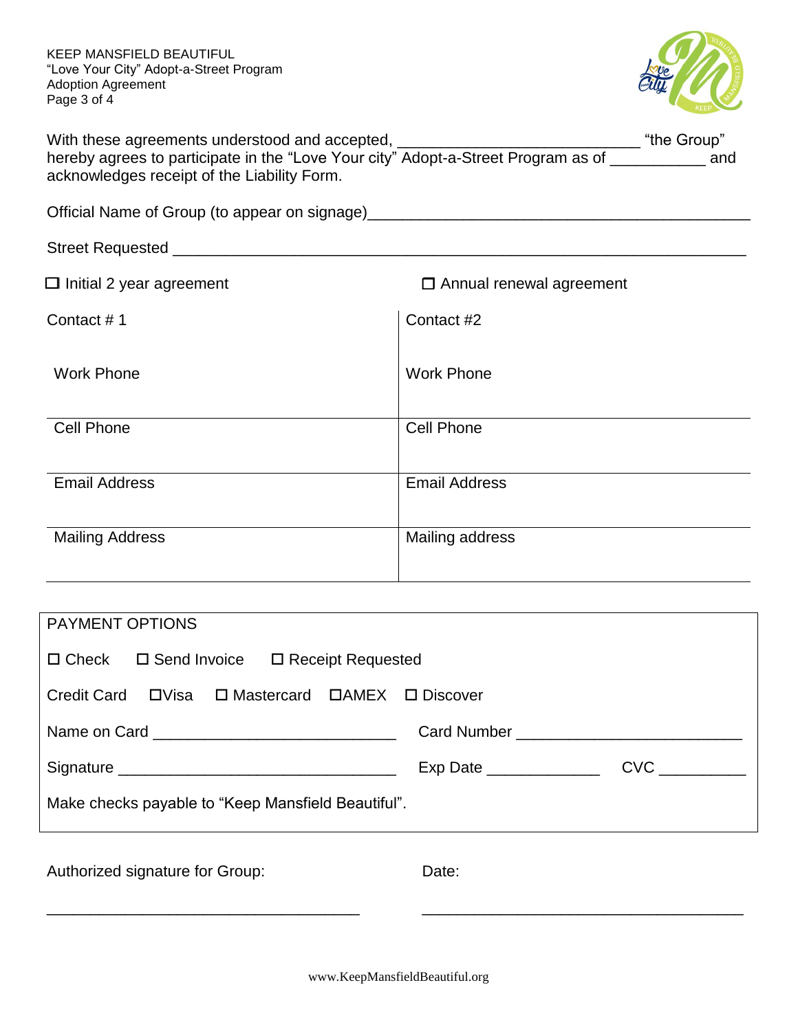With these agreements understood and accepted, ___________________________ "the Group" hereby agrees to participate in the "Love Your city" Adopt-a-Street Program as of ___________ and acknowledges receipt of the Liability Form.

Official Name of Group (to appear on signage)_____________________________________________

Street Requested _________________________________________________________________

☐ Initial 2 year agreement ☐ Annual renewal agreement

| Contact # 1 | Contact #2 |
|---|---|
| Work Phone | Work Phone |
| Cell Phone | Cell Phone |
| Email Address | Email Address |
| Mailing Address | Mailing address |

PAYMENT OPTIONS

☐ Check ☐ Send Invoice ☐ Receipt Requested

Credit Card ☐Visa ☐ Mastercard ☐AMEX ☐ Discover

Name on Card ___________________________ Card Number _________________________

Signature _______________________________ Exp Date _____________ CVC __________

Make checks payable to "Keep Mansfield Beautiful".

Authorized signature for Group: ___________________________________

Date: ______________________________________

www.KeepMansfieldBeautiful.org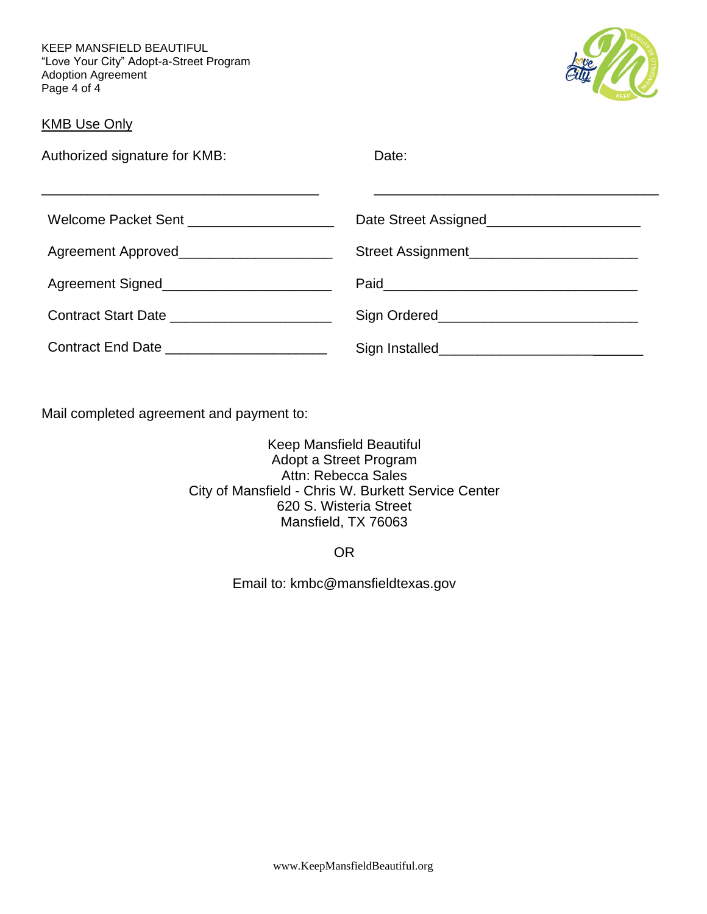KEEP MANSFIELD BEAUTIFUL
"Love Your City" Adopt-a-Street Program
Adoption Agreement

<u>KMB Use Only</u>

Authorized signature for KMB: ___________________________________ Date: ___________________________________

| | |
|---|---|
| Welcome Packet Sent ___________________ | Date Street Assigned____________________ |
| Agreement Approved____________________ | Street Assignment______________________ |
| Agreement Signed______________________ | Paid_________________________________ |
| Contract Start Date _____________________ | Sign Ordered__________________________ |
| Contract End Date _____________________ | Sign Installed__________________________ |

Mail completed agreement and payment to:

Keep Mansfield Beautiful
Adopt a Street Program
Attn: Rebecca Sales
City of Mansfield - Chris W. Burkett Service Center
620 S. Wisteria Street
Mansfield, TX 76063

OR

Email to: kmbc@mansfieldtexas.gov

www.KeepMansfieldBeautiful.org